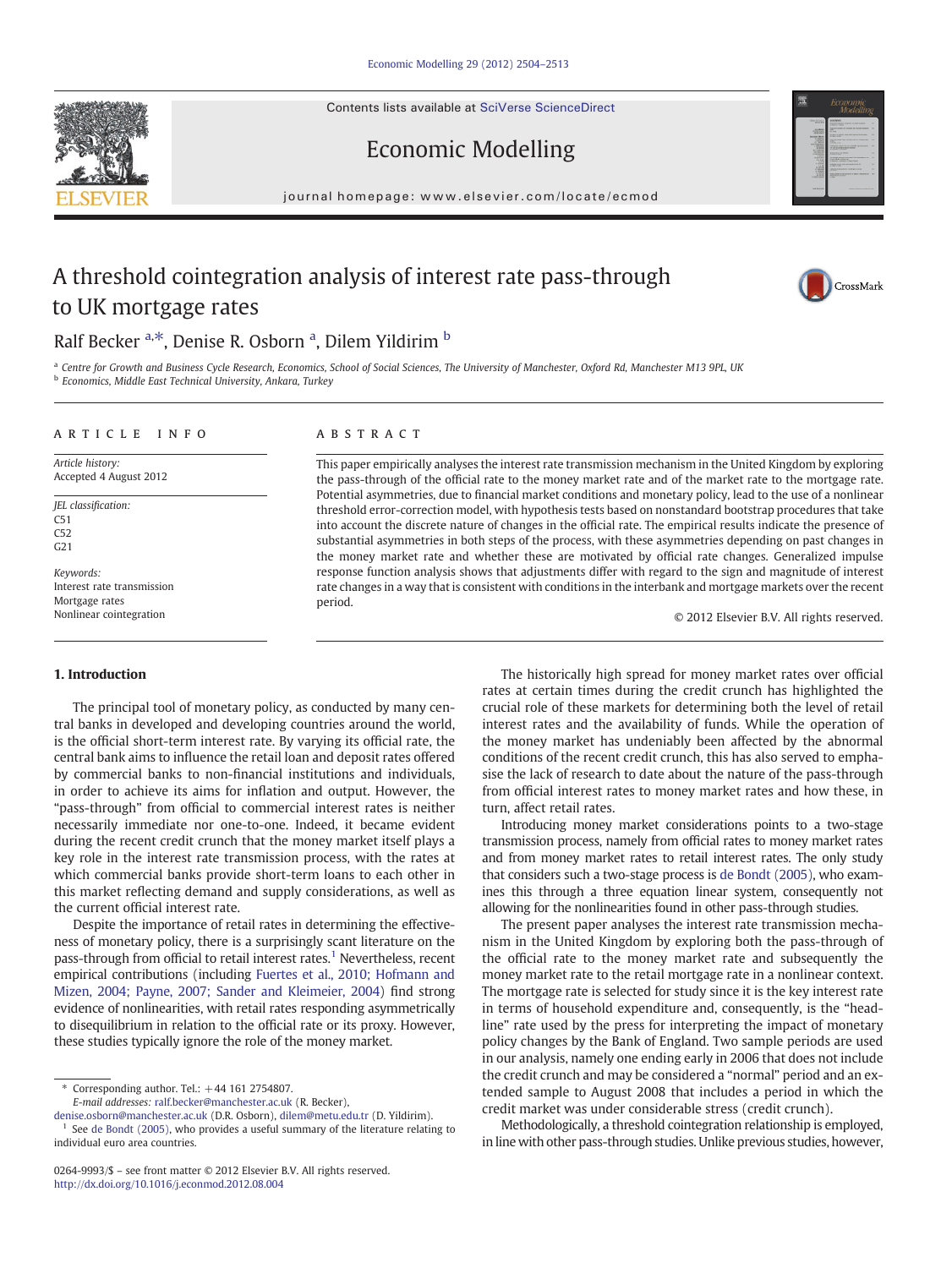# A threshold cointegration analysis of interest rate pass-through to UK mortgage rates

Ralf Becker [a,*], Denise R. Osborn [a], Dilem Yildirim [b]

[a] Centre for Growth and Business Cycle Research, Economics, School of Social Sciences, The University of Manchester, Oxford Rd, Manchester M13 9PL, UK
[b] Economics, Middle East Technical University, Ankara, Turkey

## ARTICLE INFO

*Article history:*
Accepted 4 August 2012

*JEL classification:*
C51
C52
G21

*Keywords:*
Interest rate transmission
Mortgage rates
Nonlinear cointegration

## ABSTRACT

This paper empirically analyses the interest rate transmission mechanism in the United Kingdom by exploring the pass-through of the official rate to the money market rate and of the market rate to the mortgage rate. Potential asymmetries, due to financial market conditions and monetary policy, lead to the use of a nonlinear threshold error-correction model, with hypothesis tests based on nonstandard bootstrap procedures that take into account the discrete nature of changes in the official rate. The empirical results indicate the presence of substantial asymmetries in both steps of the process, with these asymmetries depending on past changes in the money market rate and whether these are motivated by official rate changes. Generalized impulse response function analysis shows that adjustments differ with regard to the sign and magnitude of interest rate changes in a way that is consistent with conditions in the interbank and mortgage markets over the recent period.

© 2012 Elsevier B.V. All rights reserved.

## 1. Introduction

The principal tool of monetary policy, as conducted by many central banks in developed and developing countries around the world, is the official short-term interest rate. By varying its official rate, the central bank aims to influence the retail loan and deposit rates offered by commercial banks to non-financial institutions and individuals, in order to achieve its aims for inflation and output. However, the "pass-through" from official to commercial interest rates is neither necessarily immediate nor one-to-one. Indeed, it became evident during the recent credit crunch that the money market itself plays a key role in the interest rate transmission process, with the rates at which commercial banks provide short-term loans to each other in this market reflecting demand and supply considerations, as well as the current official interest rate.

Despite the importance of retail rates in determining the effectiveness of monetary policy, there is a surprisingly scant literature on the pass-through from official to retail interest rates.[1] Nevertheless, recent empirical contributions (including Fuertes et al., 2010; Hofmann and Mizen, 2004; Payne, 2007; Sander and Kleimeier, 2004) find strong evidence of nonlinearities, with retail rates responding asymmetrically to disequilibrium in relation to the official rate or its proxy. However, these studies typically ignore the role of the money market.

The historically high spread for money market rates over official rates at certain times during the credit crunch has highlighted the crucial role of these markets for determining both the level of retail interest rates and the availability of funds. While the operation of the money market has undeniably been affected by the abnormal conditions of the recent credit crunch, this has also served to emphasise the lack of research to date about the nature of the pass-through from official interest rates to money market rates and how these, in turn, affect retail rates.

Introducing money market considerations points to a two-stage transmission process, namely from official rates to money market rates and from money market rates to retail interest rates. The only study that considers such a two-stage process is de Bondt (2005), who examines this through a three equation linear system, consequently not allowing for the nonlinearities found in other pass-through studies.

The present paper analyses the interest rate transmission mechanism in the United Kingdom by exploring both the pass-through of the official rate to the money market rate and subsequently the money market rate to the retail mortgage rate in a nonlinear context. The mortgage rate is selected for study since it is the key interest rate in terms of household expenditure and, consequently, is the "headline" rate used by the press for interpreting the impact of monetary policy changes by the Bank of England. Two sample periods are used in our analysis, namely one ending early in 2006 that does not include the credit crunch and may be considered a "normal" period and an extended sample to August 2008 that includes a period in which the credit market was under considerable stress (credit crunch).

Methodologically, a threshold cointegration relationship is employed, in line with other pass-through studies. Unlike previous studies, however,

---

\* Corresponding author. Tel.: +44 161 2754807.
*E-mail addresses:* ralf.becker@manchester.ac.uk (R. Becker), denise.osborn@manchester.ac.uk (D.R. Osborn), dilem@metu.edu.tr (D. Yildirim).

[1] See de Bondt (2005), who provides a useful summary of the literature relating to individual euro area countries.

0264-9993/$ – see front matter © 2012 Elsevier B.V. All rights reserved.
http://dx.doi.org/10.1016/j.econmod.2012.08.004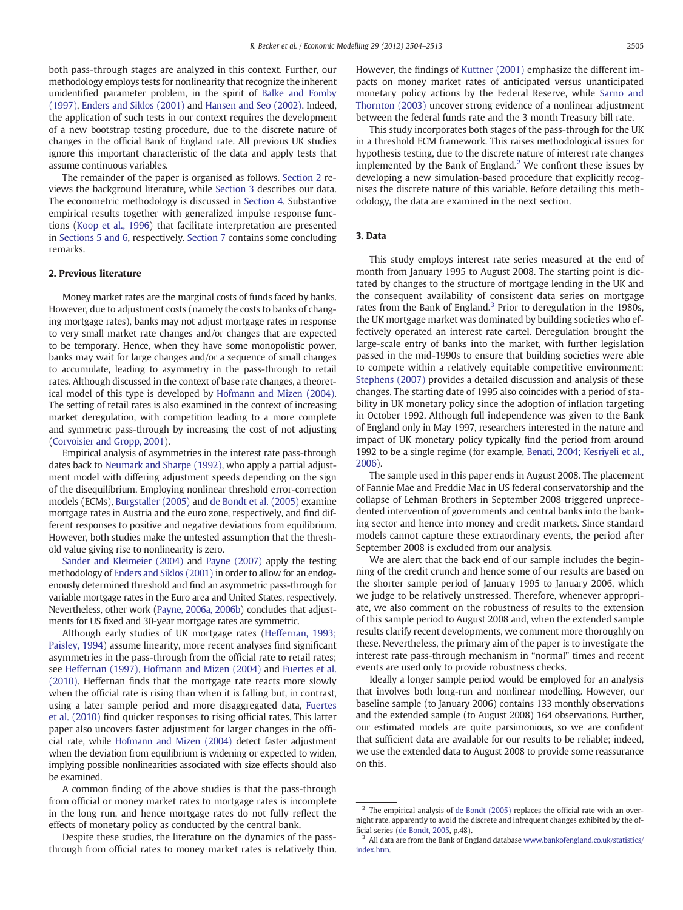both pass-through stages are analyzed in this context. Further, our methodology employs tests for nonlinearity that recognize the inherent unidentified parameter problem, in the spirit of Balke and Fomby (1997), Enders and Siklos (2001) and Hansen and Seo (2002). Indeed, the application of such tests in our context requires the development of a new bootstrap testing procedure, due to the discrete nature of changes in the official Bank of England rate. All previous UK studies ignore this important characteristic of the data and apply tests that assume continuous variables.

The remainder of the paper is organised as follows. Section 2 reviews the background literature, while Section 3 describes our data. The econometric methodology is discussed in Section 4. Substantive empirical results together with generalized impulse response functions (Koop et al., 1996) that facilitate interpretation are presented in Sections 5 and 6, respectively. Section 7 contains some concluding remarks.

## 2. Previous literature

Money market rates are the marginal costs of funds faced by banks. However, due to adjustment costs (namely the costs to banks of changing mortgage rates), banks may not adjust mortgage rates in response to very small market rate changes and/or changes that are expected to be temporary. Hence, when they have some monopolistic power, banks may wait for large changes and/or a sequence of small changes to accumulate, leading to asymmetry in the pass-through to retail rates. Although discussed in the context of base rate changes, a theoretical model of this type is developed by Hofmann and Mizen (2004). The setting of retail rates is also examined in the context of increasing market deregulation, with competition leading to a more complete and symmetric pass-through by increasing the cost of not adjusting (Corvoisier and Gropp, 2001).

Empirical analysis of asymmetries in the interest rate pass-through dates back to Neumark and Sharpe (1992), who apply a partial adjustment model with differing adjustment speeds depending on the sign of the disequilibrium. Employing nonlinear threshold error-correction models (ECMs), Burgstaller (2005) and de Bondt et al. (2005) examine mortgage rates in Austria and the euro zone, respectively, and find different responses to positive and negative deviations from equilibrium. However, both studies make the untested assumption that the threshold value giving rise to nonlinearity is zero.

Sander and Kleimeier (2004) and Payne (2007) apply the testing methodology of Enders and Siklos (2001) in order to allow for an endogenously determined threshold and find an asymmetric pass-through for variable mortgage rates in the Euro area and United States, respectively. Nevertheless, other work (Payne, 2006a, 2006b) concludes that adjustments for US fixed and 30-year mortgage rates are symmetric.

Although early studies of UK mortgage rates (Heffernan, 1993; Paisley, 1994) assume linearity, more recent analyses find significant asymmetries in the pass-through from the official rate to retail rates; see Heffernan (1997), Hofmann and Mizen (2004) and Fuertes et al. (2010). Heffernan finds that the mortgage rate reacts more slowly when the official rate is rising than when it is falling but, in contrast, using a later sample period and more disaggregated data, Fuertes et al. (2010) find quicker responses to rising official rates. This latter paper also uncovers faster adjustment for larger changes in the official rate, while Hofmann and Mizen (2004) detect faster adjustment when the deviation from equilibrium is widening or expected to widen, implying possible nonlinearities associated with size effects should also be examined.

A common finding of the above studies is that the pass-through from official or money market rates to mortgage rates is incomplete in the long run, and hence mortgage rates do not fully reflect the effects of monetary policy as conducted by the central bank.

Despite these studies, the literature on the dynamics of the pass-through from official rates to money market rates is relatively thin. However, the findings of Kuttner (2001) emphasize the different impacts on money market rates of anticipated versus unanticipated monetary policy actions by the Federal Reserve, while Sarno and Thornton (2003) uncover strong evidence of a nonlinear adjustment between the federal funds rate and the 3 month Treasury bill rate.

This study incorporates both stages of the pass-through for the UK in a threshold ECM framework. This raises methodological issues for hypothesis testing, due to the discrete nature of interest rate changes implemented by the Bank of England.[2] We confront these issues by developing a new simulation-based procedure that explicitly recognises the discrete nature of this variable. Before detailing this methodology, the data are examined in the next section.

## 3. Data

This study employs interest rate series measured at the end of month from January 1995 to August 2008. The starting point is dictated by changes to the structure of mortgage lending in the UK and the consequent availability of consistent data series on mortgage rates from the Bank of England.[3] Prior to deregulation in the 1980s, the UK mortgage market was dominated by building societies who effectively operated an interest rate cartel. Deregulation brought the large-scale entry of banks into the market, with further legislation passed in the mid-1990s to ensure that building societies were able to compete within a relatively equitable competitive environment; Stephens (2007) provides a detailed discussion and analysis of these changes. The starting date of 1995 also coincides with a period of stability in UK monetary policy since the adoption of inflation targeting in October 1992. Although full independence was given to the Bank of England only in May 1997, researchers interested in the nature and impact of UK monetary policy typically find the period from around 1992 to be a single regime (for example, Benati, 2004; Kesriyeli et al., 2006).

The sample used in this paper ends in August 2008. The placement of Fannie Mae and Freddie Mac in US federal conservatorship and the collapse of Lehman Brothers in September 2008 triggered unprecedented intervention of governments and central banks into the banking sector and hence into money and credit markets. Since standard models cannot capture these extraordinary events, the period after September 2008 is excluded from our analysis.

We are alert that the back end of our sample includes the beginning of the credit crunch and hence some of our results are based on the shorter sample period of January 1995 to January 2006, which we judge to be relatively unstressed. Therefore, whenever appropriate, we also comment on the robustness of results to the extension of this sample period to August 2008 and, when the extended sample results clarify recent developments, we comment more thoroughly on these. Nevertheless, the primary aim of the paper is to investigate the interest rate pass-through mechanism in "normal" times and recent events are used only to provide robustness checks.

Ideally a longer sample period would be employed for an analysis that involves both long-run and nonlinear modelling. However, our baseline sample (to January 2006) contains 133 monthly observations and the extended sample (to August 2008) 164 observations. Further, our estimated models are quite parsimonious, so we are confident that sufficient data are available for our results to be reliable; indeed, we use the extended data to August 2008 to provide some reassurance on this.

---

[2] The empirical analysis of de Bondt (2005) replaces the official rate with an overnight rate, apparently to avoid the discrete and infrequent changes exhibited by the official series (de Bondt, 2005, p.48).

[3] All data are from the Bank of England database www.bankofengland.co.uk/statistics/index.htm.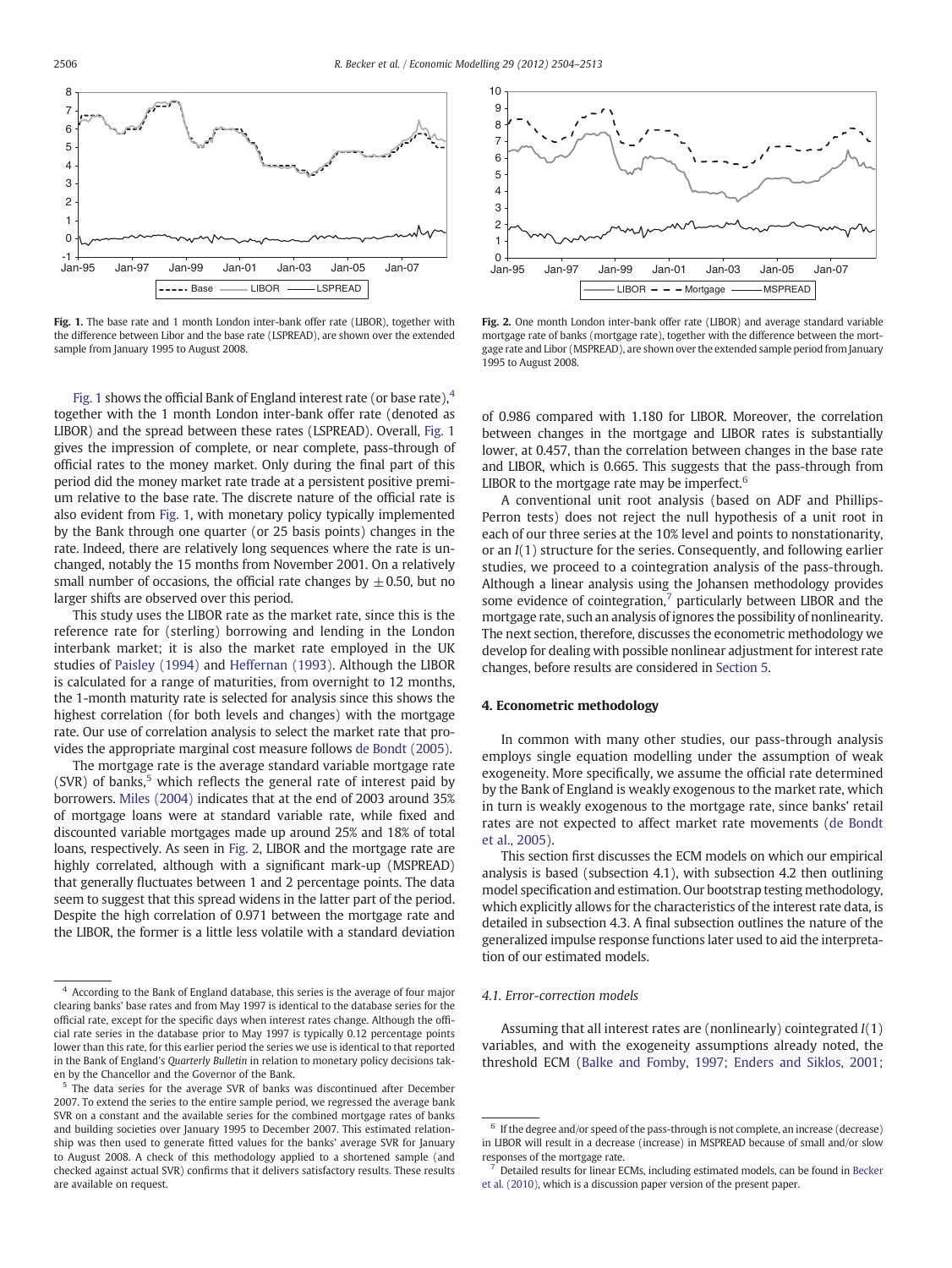Fig. 1. The base rate and 1 month London inter-bank offer rate (LIBOR), together with the difference between Libor and the base rate (LSPREAD), are shown over the extended sample from January 1995 to August 2008.

Fig. 2. One month London inter-bank offer rate (LIBOR) and average standard variable mortgage rate of banks (mortgage rate), together with the difference between the mortgage rate and Libor (MSPREAD), are shown over the extended sample period from January 1995 to August 2008.

Fig. 1 shows the official Bank of England interest rate (or base rate),[4] together with the 1 month London inter-bank offer rate (denoted as LIBOR) and the spread between these rates (LSPREAD). Overall, Fig. 1 gives the impression of complete, or near complete, pass-through of official rates to the money market. Only during the final part of this period did the money market rate trade at a persistent positive premium relative to the base rate. The discrete nature of the official rate is also evident from Fig. 1, with monetary policy typically implemented by the Bank through one quarter (or 25 basis points) changes in the rate. Indeed, there are relatively long sequences where the rate is unchanged, notably the 15 months from November 2001. On a relatively small number of occasions, the official rate changes by $\pm 0.50$, but no larger shifts are observed over this period.

This study uses the LIBOR rate as the market rate, since this is the reference rate for (sterling) borrowing and lending in the London interbank market; it is also the market rate employed in the UK studies of Paisley (1994) and Heffernan (1993). Although the LIBOR is calculated for a range of maturities, from overnight to 12 months, the 1-month maturity rate is selected for analysis since this shows the highest correlation (for both levels and changes) with the mortgage rate. Our use of correlation analysis to select the market rate that provides the appropriate marginal cost measure follows de Bondt (2005).

The mortgage rate is the average standard variable mortgage rate (SVR) of banks,[5] which reflects the general rate of interest paid by borrowers. Miles (2004) indicates that at the end of 2003 around 35% of mortgage loans were at standard variable rate, while fixed and discounted variable mortgages made up around 25% and 18% of total loans, respectively. As seen in Fig. 2, LIBOR and the mortgage rate are highly correlated, although with a significant mark-up (MSPREAD) that generally fluctuates between 1 and 2 percentage points. The data seem to suggest that this spread widens in the latter part of the period. Despite the high correlation of 0.971 between the mortgage rate and the LIBOR, the former is a little less volatile with a standard deviation of 0.986 compared with 1.180 for LIBOR. Moreover, the correlation between changes in the mortgage and LIBOR rates is substantially lower, at 0.457, than the correlation between changes in the base rate and LIBOR, which is 0.665. This suggests that the pass-through from LIBOR to the mortgage rate may be imperfect.[6]

A conventional unit root analysis (based on ADF and Phillips-Perron tests) does not reject the null hypothesis of a unit root in each of our three series at the 10% level and points to nonstationarity, or an $I(1)$ structure for the series. Consequently, and following earlier studies, we proceed to a cointegration analysis of the pass-through. Although a linear analysis using the Johansen methodology provides some evidence of cointegration,[7] particularly between LIBOR and the mortgage rate, such an analysis ignores the possibility of nonlinearity. The next section, therefore, discusses the econometric methodology we develop for dealing with possible nonlinear adjustment for interest rate changes, before results are considered in Section 5.

## 4. Econometric methodology

In common with many other studies, our pass-through analysis employs single equation modelling under the assumption of weak exogeneity. More specifically, we assume the official rate determined by the Bank of England is weakly exogenous to the market rate, which in turn is weakly exogenous to the mortgage rate, since banks' retail rates are not expected to affect market rate movements (de Bondt et al., 2005).

This section first discusses the ECM models on which our empirical analysis is based (subsection 4.1), with subsection 4.2 then outlining model specification and estimation. Our bootstrap testing methodology, which explicitly allows for the characteristics of the interest rate data, is detailed in subsection 4.3. A final subsection outlines the nature of the generalized impulse response functions later used to aid the interpretation of our estimated models.

### 4.1. Error-correction models

Assuming that all interest rates are (nonlinearly) cointegrated $I(1)$ variables, and with the exogeneity assumptions already noted, the threshold ECM (Balke and Fomby, 1997; Enders and Siklos, 2001;

---

[4] According to the Bank of England database, this series is the average of four major clearing banks' base rates and from May 1997 is identical to the database series for the official rate, except for the specific days when interest rates change. Although the official rate series in the database prior to May 1997 is typically 0.12 percentage points lower than this rate, for this earlier period the series we use is identical to that reported in the Bank of England's *Quarterly Bulletin* in relation to monetary policy decisions taken by the Chancellor and the Governor of the Bank.

[5] The data series for the average SVR of banks was discontinued after December 2007. To extend the series to the entire sample period, we regressed the average bank SVR on a constant and the available series for the combined mortgage rates of banks and building societies over January 1995 to December 2007. This estimated relationship was then used to generate fitted values for the banks' average SVR for January to August 2008. A check of this methodology applied to a shortened sample (and checked against actual SVR) confirms that it delivers satisfactory results. These results are available on request.

[6] If the degree and/or speed of the pass-through is not complete, an increase (decrease) in LIBOR will result in a decrease (increase) in MSPREAD because of small and/or slow responses of the mortgage rate.

[7] Detailed results for linear ECMs, including estimated models, can be found in Becker et al. (2010), which is a discussion paper version of the present paper.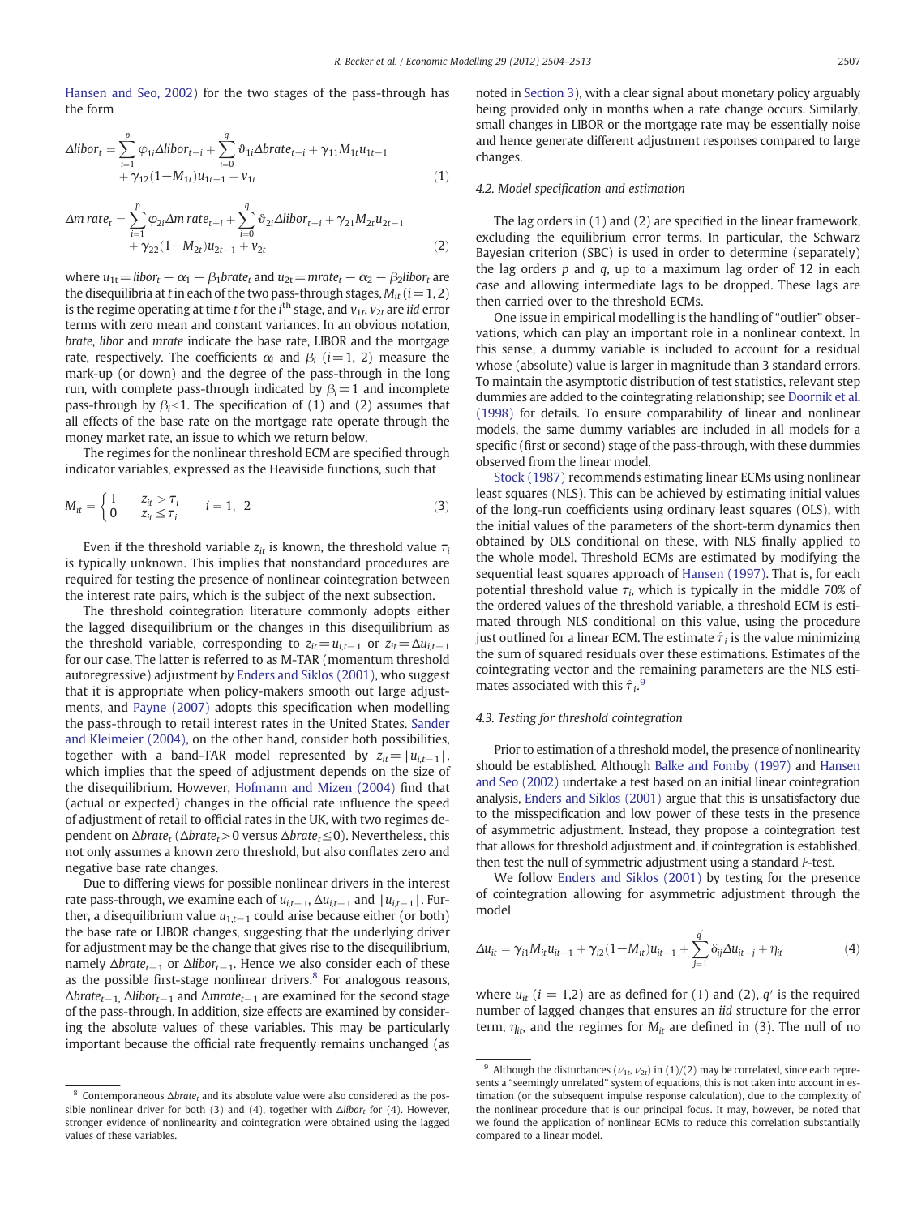Hansen and Seo, 2002) for the two stages of the pass-through has the form

$$\Delta libor_t = \sum_{i=1}^{p} \varphi_{1i} \Delta libor_{t-i} + \sum_{i=0}^{q} \vartheta_{1i} \Delta brate_{t-i} + \gamma_{11} M_{1t} u_{1t-1} + \gamma_{12}(1 - M_{1t}) u_{1t-1} + v_{1t} \tag{1}$$

$$\Delta m\,rate_t = \sum_{i=1}^{p} \varphi_{2i} \Delta m\,rate_{t-i} + \sum_{i=0}^{q} \vartheta_{2i} \Delta libor_{t-i} + \gamma_{21} M_{2t} u_{2t-1} + \gamma_{22}(1 - M_{2t}) u_{2t-1} + v_{2t} \tag{2}$$

where $u_{1t} = libor_t - \alpha_1 - \beta_1 brate_t$ and $u_{2t} = mrate_t - \alpha_2 - \beta_2 libor_t$ are the disequilibria at $t$ in each of the two pass-through stages, $M_{it}$ $(i = 1, 2)$ is the regime operating at time $t$ for the $i^{\text{th}}$ stage, and $v_{1t}$, $v_{2t}$ are *iid* error terms with zero mean and constant variances. In an obvious notation, *brate*, *libor* and *mrate* indicate the base rate, LIBOR and the mortgage rate, respectively. The coefficients $\alpha_i$ and $\beta_i$ $(i = 1, 2)$ measure the mark-up (or down) and the degree of the pass-through in the long run, with complete pass-through indicated by $\beta_i = 1$ and incomplete pass-through by $\beta_i < 1$. The specification of (1) and (2) assumes that all effects of the base rate on the mortgage rate operate through the money market rate, an issue to which we return below.

The regimes for the nonlinear threshold ECM are specified through indicator variables, expressed as the Heaviside functions, such that

$$M_{it} = \begin{cases} 1 & z_{it} > \tau_i \\ 0 & z_{it} \leq \tau_i \end{cases} \qquad i = 1,\ 2 \tag{3}$$

Even if the threshold variable $z_{it}$ is known, the threshold value $\tau_i$ is typically unknown. This implies that nonstandard procedures are required for testing the presence of nonlinear cointegration between the interest rate pairs, which is the subject of the next subsection.

The threshold cointegration literature commonly adopts either the lagged disequilibrium or the changes in this disequilibrium as the threshold variable, corresponding to $z_{it} = u_{i,t-1}$ or $z_{it} = \Delta u_{i,t-1}$ for our case. The latter is referred to as M-TAR (momentum threshold autoregressive) adjustment by Enders and Siklos (2001), who suggest that it is appropriate when policy-makers smooth out large adjustments, and Payne (2007) adopts this specification when modelling the pass-through to retail interest rates in the United States. Sander and Kleimeier (2004), on the other hand, consider both possibilities, together with a band-TAR model represented by $z_{it} = |u_{i,t-1}|$, which implies that the speed of adjustment depends on the size of the disequilibrium. However, Hofmann and Mizen (2004) find that (actual or expected) changes in the official rate influence the speed of adjustment of retail to official rates in the UK, with two regimes dependent on $\Delta brate_t$ ($\Delta brate_t > 0$ versus $\Delta brate_t \leq 0$). Nevertheless, this not only assumes a known zero threshold, but also conflates zero and negative base rate changes.

Due to differing views for possible nonlinear drivers in the interest rate pass-through, we examine each of $u_{i,t-1}$, $\Delta u_{i,t-1}$ and $|u_{i,t-1}|$. Further, a disequilibrium value $u_{1,t-1}$ could arise because either (or both) the base rate or LIBOR changes, suggesting that the underlying driver for adjustment may be the change that gives rise to the disequilibrium, namely $\Delta brate_{t-1}$ or $\Delta libor_{t-1}$. Hence we also consider each of these as the possible first-stage nonlinear drivers.[8] For analogous reasons, $\Delta brate_{t-1}$, $\Delta libor_{t-1}$ and $\Delta mrate_{t-1}$ are examined for the second stage of the pass-through. In addition, size effects are examined by considering the absolute values of these variables. This may be particularly important because the official rate frequently remains unchanged (as noted in Section 3), with a clear signal about monetary policy arguably being provided only in months when a rate change occurs. Similarly, small changes in LIBOR or the mortgage rate may be essentially noise and hence generate different adjustment responses compared to large changes.

### 4.2. Model specification and estimation

The lag orders in (1) and (2) are specified in the linear framework, excluding the equilibrium error terms. In particular, the Schwarz Bayesian criterion (SBC) is used in order to determine (separately) the lag orders $p$ and $q$, up to a maximum lag order of 12 in each case and allowing intermediate lags to be dropped. These lags are then carried over to the threshold ECMs.

One issue in empirical modelling is the handling of "outlier" observations, which can play an important role in a nonlinear context. In this sense, a dummy variable is included to account for a residual whose (absolute) value is larger in magnitude than 3 standard errors. To maintain the asymptotic distribution of test statistics, relevant step dummies are added to the cointegrating relationship; see Doornik et al. (1998) for details. To ensure comparability of linear and nonlinear models, the same dummy variables are included in all models for a specific (first or second) stage of the pass-through, with these dummies observed from the linear model.

Stock (1987) recommends estimating linear ECMs using nonlinear least squares (NLS). This can be achieved by estimating initial values of the long-run coefficients using ordinary least squares (OLS), with the initial values of the parameters of the short-term dynamics then obtained by OLS conditional on these, with NLS finally applied to the whole model. Threshold ECMs are estimated by modifying the sequential least squares approach of Hansen (1997). That is, for each potential threshold value $\tau_i$, which is typically in the middle 70% of the ordered values of the threshold variable, a threshold ECM is estimated through NLS conditional on this value, using the procedure just outlined for a linear ECM. The estimate $\hat{\tau}_i$ is the value minimizing the sum of squared residuals over these estimations. Estimates of the cointegrating vector and the remaining parameters are the NLS estimates associated with this $\hat{\tau}_i$.[9]

### 4.3. Testing for threshold cointegration

Prior to estimation of a threshold model, the presence of nonlinearity should be established. Although Balke and Fomby (1997) and Hansen and Seo (2002) undertake a test based on an initial linear cointegration analysis, Enders and Siklos (2001) argue that this is unsatisfactory due to the misspecification and low power of these tests in the presence of asymmetric adjustment. Instead, they propose a cointegration test that allows for threshold adjustment and, if cointegration is established, then test the null of symmetric adjustment using a standard $F$-test.

We follow Enders and Siklos (2001) by testing for the presence of cointegration allowing for asymmetric adjustment through the model

$$\Delta u_{it} = \gamma_{i1} M_{it} u_{it-1} + \gamma_{i2}(1 - M_{it}) u_{it-1} + \sum_{j=1}^{q'} \delta_{ij} \Delta u_{it-j} + \eta_{it} \tag{4}$$

where $u_{it}$ $(i = 1,2)$ are as defined for (1) and (2), $q'$ is the required number of lagged changes that ensures an *iid* structure for the error term, $\eta_{it}$, and the regimes for $M_{it}$ are defined in (3). The null of no

---

[8] Contemporaneous $\Delta brate_t$ and its absolute value were also considered as the possible nonlinear driver for both (3) and (4), together with $\Delta libor_t$ for (4). However, stronger evidence of nonlinearity and cointegration were obtained using the lagged values of these variables.

[9] Although the disturbances ($v_{1t}$, $v_{2t}$) in (1)/(2) may be correlated, since each represents a "seemingly unrelated" system of equations, this is not taken into account in estimation (or the subsequent impulse response calculation), due to the complexity of the nonlinear procedure that is our principal focus. It may, however, be noted that we found the application of nonlinear ECMs to reduce this correlation substantially compared to a linear model.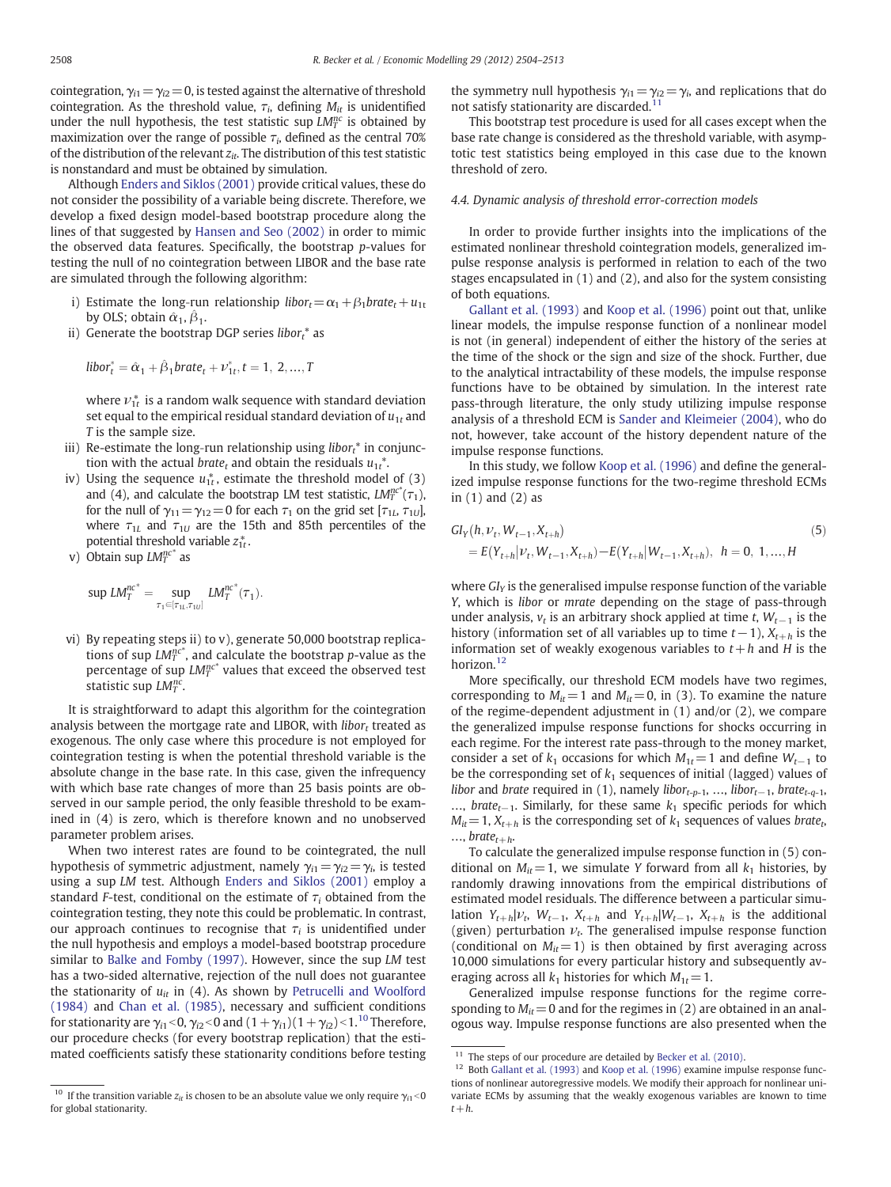cointegration, $\gamma_{i1} = \gamma_{i2} = 0$, is tested against the alternative of threshold cointegration. As the threshold value, $\tau_i$, defining $M_{it}$ is unidentified under the null hypothesis, the test statistic sup $LM_T^{nc}$ is obtained by maximization over the range of possible $\tau_i$, defined as the central 70% of the distribution of the relevant $z_{it}$. The distribution of this test statistic is nonstandard and must be obtained by simulation.

Although Enders and Siklos (2001) provide critical values, these do not consider the possibility of a variable being discrete. Therefore, we develop a fixed design model-based bootstrap procedure along the lines of that suggested by Hansen and Seo (2002) in order to mimic the observed data features. Specifically, the bootstrap *p*-values for testing the null of no cointegration between LIBOR and the base rate are simulated through the following algorithm:

i) Estimate the long-run relationship $libor_t = \alpha_1 + \beta_1 brate_t + u_{1t}$ by OLS; obtain $\hat{\alpha}_1$, $\hat{\beta}_1$.
ii) Generate the bootstrap DGP series $libor_t^*$ as

$$libor_t^* = \hat{\alpha}_1 + \hat{\beta}_1 brate_t + \nu_{1t}^*, t = 1, 2, ..., T$$

where $\nu_{1t}^*$ is a random walk sequence with standard deviation set equal to the empirical residual standard deviation of $u_{1t}$ and $T$ is the sample size.
iii) Re-estimate the long-run relationship using $libor_t^*$ in conjunction with the actual $brate_t$ and obtain the residuals $u_{1t}^*$.
iv) Using the sequence $u_{1t}^*$, estimate the threshold model of (3) and (4), and calculate the bootstrap LM test statistic, $LM_T^{nc^*}(\tau_1)$, for the null of $\gamma_{11} = \gamma_{12} = 0$ for each $\tau_1$ on the grid set $[\tau_{1L}, \tau_{1U}]$, where $\tau_{1L}$ and $\tau_{1U}$ are the 15th and 85th percentiles of the potential threshold variable $z_{1t}^*$.
v) Obtain sup $LM_T^{nc^*}$ as

$$\sup LM_T^{nc^*} = \sup_{\tau_1 \in [\tau_{1L}, \tau_{1U}]} LM_T^{nc^*}(\tau_1).$$

vi) By repeating steps ii) to v), generate 50,000 bootstrap replications of sup $LM_T^{nc^*}$, and calculate the bootstrap *p*-value as the percentage of sup $LM_T^{nc^*}$ values that exceed the observed test statistic sup $LM_T^{nc}$.

It is straightforward to adapt this algorithm for the cointegration analysis between the mortgage rate and LIBOR, with $libor_t$ treated as exogenous. The only case where this procedure is not employed for cointegration testing is when the potential threshold variable is the absolute change in the base rate. In this case, given the infrequency with which base rate changes of more than 25 basis points are observed in our sample period, the only feasible threshold to be examined in (4) is zero, which is therefore known and no unobserved parameter problem arises.

When two interest rates are found to be cointegrated, the null hypothesis of symmetric adjustment, namely $\gamma_{i1} = \gamma_{i2} = \gamma_i$, is tested using a sup *LM* test. Although Enders and Siklos (2001) employ a standard *F*-test, conditional on the estimate of $\tau_i$ obtained from the cointegration testing, they note this could be problematic. In contrast, our approach continues to recognise that $\tau_i$ is unidentified under the null hypothesis and employs a model-based bootstrap procedure similar to Balke and Fomby (1997). However, since the sup *LM* test has a two-sided alternative, rejection of the null does not guarantee the stationarity of $u_{it}$ in (4). As shown by Petruccelli and Woolford (1984) and Chan et al. (1985), necessary and sufficient conditions for stationarity are $\gamma_{i1} < 0$, $\gamma_{i2} < 0$ and $(1 + \gamma_{i1})(1 + \gamma_{i2}) < 1$.[10] Therefore, our procedure checks (for every bootstrap replication) that the estimated coefficients satisfy these stationarity conditions before testing the symmetry null hypothesis $\gamma_{i1} = \gamma_{i2} = \gamma_i$, and replications that do not satisfy stationarity are discarded.[11]

This bootstrap test procedure is used for all cases except when the base rate change is considered as the threshold variable, with asymptotic test statistics being employed in this case due to the known threshold of zero.

### 4.4. Dynamic analysis of threshold error-correction models

In order to provide further insights into the implications of the estimated nonlinear threshold cointegration models, generalized impulse response analysis is performed in relation to each of the two stages encapsulated in (1) and (2), and also for the system consisting of both equations.

Gallant et al. (1993) and Koop et al. (1996) point out that, unlike linear models, the impulse response function of a nonlinear model is not (in general) independent of either the history of the series at the time of the shock or the sign and size of the shock. Further, due to the analytical intractability of these models, the impulse response functions have to be obtained by simulation. In the interest rate pass-through literature, the only study utilizing impulse response analysis of a threshold ECM is Sander and Kleimeier (2004), who do not, however, take account of the history dependent nature of the impulse response functions.

In this study, we follow Koop et al. (1996) and define the generalized impulse response functions for the two-regime threshold ECMs in (1) and (2) as

$$\begin{aligned} &GI_Y(h, \nu_t, W_{t-1}, X_{t+h}) \\ &= E(Y_{t+h} | \nu_t, W_{t-1}, X_{t+h}) - E(Y_{t+h} | W_{t-1}, X_{t+h}), \quad h = 0, 1, ..., H \end{aligned} \tag{5}$$

where $GI_Y$ is the generalised impulse response function of the variable $Y$, which is *libor* or *mrate* depending on the stage of pass-through under analysis, $v_t$ is an arbitrary shock applied at time $t$, $W_{t-1}$ is the history (information set of all variables up to time $t-1$), $X_{t+h}$ is the information set of weakly exogenous variables to $t+h$ and $H$ is the horizon.[12]

More specifically, our threshold ECM models have two regimes, corresponding to $M_{it} = 1$ and $M_{it} = 0$, in (3). To examine the nature of the regime-dependent adjustment in (1) and/or (2), we compare the generalized impulse response functions for shocks occurring in each regime. For the interest rate pass-through to the money market, consider a set of $k_1$ occasions for which $M_{1t} = 1$ and define $W_{t-1}$ to be the corresponding set of $k_1$ sequences of initial (lagged) values of *libor* and *brate* required in (1), namely $libor_{t-p-1}$, ..., $libor_{t-1}$, $brate_{t-q-1}$, ..., $brate_{t-1}$. Similarly, for these same $k_1$ specific periods for which $M_{it} = 1$, $X_{t+h}$ is the corresponding set of $k_1$ sequences of values $brate_t$, ..., $brate_{t+h}$.

To calculate the generalized impulse response function in (5) conditional on $M_{it} = 1$, we simulate $Y$ forward from all $k_1$ histories, by randomly drawing innovations from the empirical distributions of estimated model residuals. The difference between a particular simulation $Y_{t+h} | \nu_t$, $W_{t-1}$, $X_{t+h}$ and $Y_{t+h} | W_{t-1}$, $X_{t+h}$ is the additional (given) perturbation $\nu_t$. The generalised impulse response function (conditional on $M_{it} = 1$) is then obtained by first averaging across 10,000 simulations for every particular history and subsequently averaging across all $k_1$ histories for which $M_{1t} = 1$.

Generalized impulse response functions for the regime corresponding to $M_{it} = 0$ and for the regimes in (2) are obtained in an analogous way. Impulse response functions are also presented when the

---

[10] If the transition variable $z_{it}$ is chosen to be an absolute value we only require $\gamma_{i1} < 0$ for global stationarity.

[11] The steps of our procedure are detailed by Becker et al. (2010).

[12] Both Gallant et al. (1993) and Koop et al. (1996) examine impulse response functions of nonlinear autoregressive models. We modify their approach for nonlinear univariate ECMs by assuming that the weakly exogenous variables are known to time $t+h$.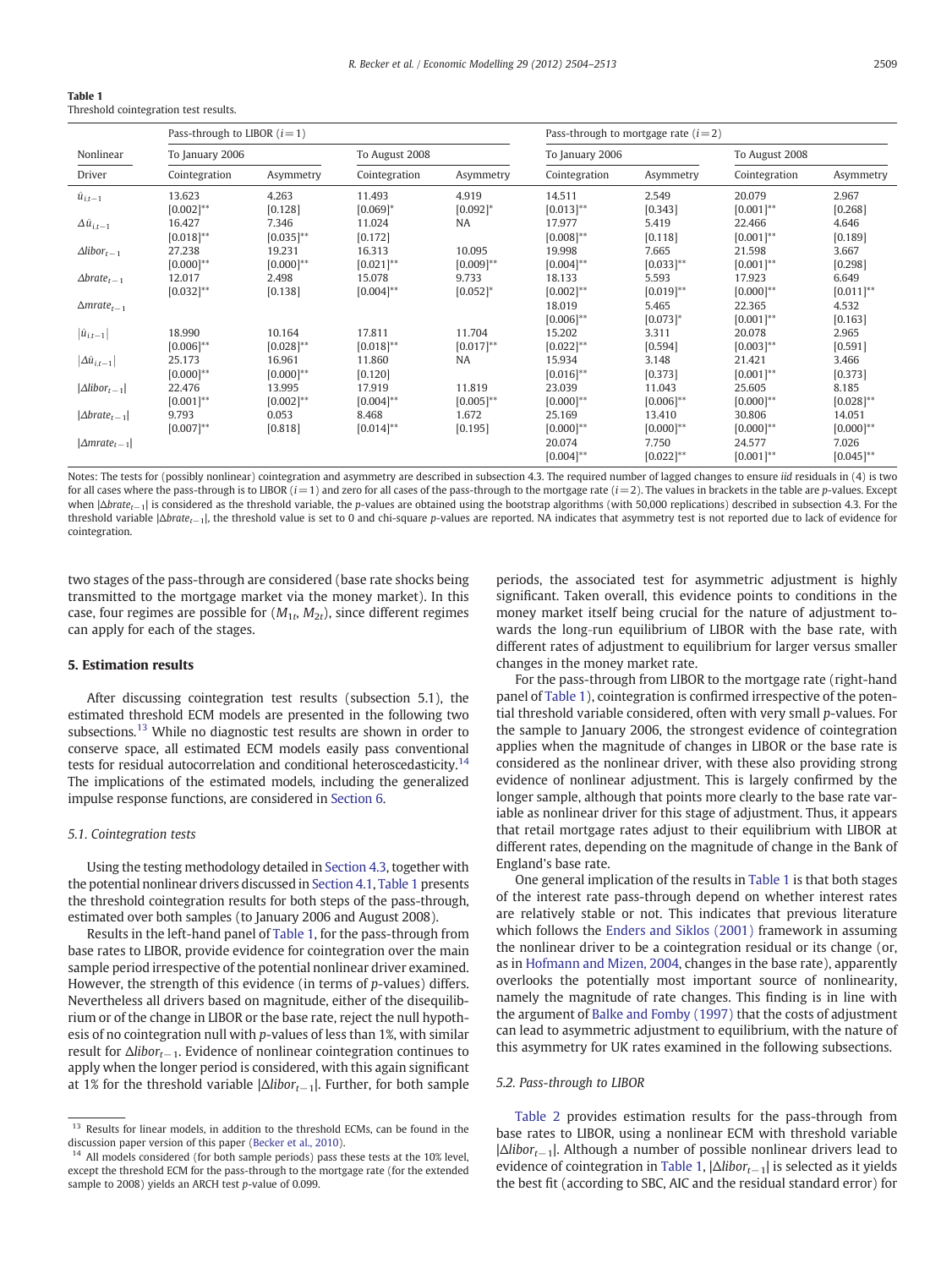**Table 1**
Threshold cointegration test results.

| Nonlinear | Pass-through to LIBOR ($i = 1$) | | | | Pass-through to mortgage rate ($i = 2$) | | | |
|---|---|---|---|---|---|---|---|---|
| | To January 2006 | | To August 2008 | | To January 2006 | | To August 2008 | |
| Driver | Cointegration | Asymmetry | Cointegration | Asymmetry | Cointegration | Asymmetry | Cointegration | Asymmetry |
| $\hat{u}_{i,t-1}$ | 13.623 | 4.263 | 11.493 | 4.919 | 14.511 | 2.549 | 20.079 | 2.967 |
| | [0.002]** | [0.128] | [0.069]* | [0.092]* | [0.013]** | [0.343] | [0.001]** | [0.268] |
| $\Delta\hat{u}_{i,t-1}$ | 16.427 | 7.346 | 11.024 | NA | 17.977 | 5.419 | 22.466 | 4.646 |
| | [0.018]** | [0.035]** | [0.172] | | [0.008]** | [0.118] | [0.001]** | [0.189] |
| $\Delta libor_{t-1}$ | 27.238 | 19.231 | 16.313 | 10.095 | 19.998 | 7.665 | 21.598 | 3.667 |
| | [0.000]** | [0.000]** | [0.021]** | [0.009]** | [0.004]** | [0.033]** | [0.001]** | [0.298] |
| $\Delta brate_{t-1}$ | 12.017 | 2.498 | 15.078 | 9.733 | 18.133 | 5.593 | 17.923 | 6.649 |
| | [0.032]** | [0.138] | [0.004]** | [0.052]* | [0.002]** | [0.019]** | [0.000]** | [0.011]** |
| $\Delta mrate_{t-1}$ | | | | | 18.019 | 5.465 | 22.365 | 4.532 |
| | | | | | [0.006]** | [0.073]* | [0.001]** | [0.163] |
| $\lvert\hat{u}_{i,t-1}\rvert$ | 18.990 | 10.164 | 17.811 | 11.704 | 15.202 | 3.311 | 20.078 | 2.965 |
| | [0.006]** | [0.028]** | [0.018]** | [0.017]** | [0.022]** | [0.594] | [0.003]** | [0.591] |
| $\lvert\Delta\hat{u}_{i,t-1}\rvert$ | 25.173 | 16.961 | 11.860 | NA | 15.934 | 3.148 | 21.421 | 3.466 |
| | [0.000]** | [0.000]** | [0.120] | | [0.016]** | [0.373] | [0.001]** | [0.373] |
| $\lvert\Delta libor_{t-1}\rvert$ | 22.476 | 13.995 | 17.919 | 11.819 | 23.039 | 11.043 | 25.605 | 8.185 |
| | [0.001]** | [0.002]** | [0.004]** | [0.005]** | [0.000]** | [0.006]** | [0.000]** | [0.028]** |
| $\lvert\Delta brate_{t-1}\rvert$ | 9.793 | 0.053 | 8.468 | 1.672 | 25.169 | 13.410 | 30.806 | 14.051 |
| | [0.007]** | [0.818] | [0.014]** | [0.195] | [0.000]** | [0.000]** | [0.000]** | [0.000]** |
| $\lvert\Delta mrate_{t-1}\rvert$ | | | | | 20.074 | 7.750 | 24.577 | 7.026 |
| | | | | | [0.004]** | [0.022]** | [0.001]** | [0.045]** |

Notes: The tests for (possibly nonlinear) cointegration and asymmetry are described in subsection 4.3. The required number of lagged changes to ensure *iid* residuals in (4) is two for all cases where the pass-through is to LIBOR ($i = 1$) and zero for all cases of the pass-through to the mortgage rate ($i = 2$). The values in brackets in the table are *p*-values. Except when $|\Delta brate_{t-1}|$ is considered as the threshold variable, the *p*-values are obtained using the bootstrap algorithms (with 50,000 replications) described in subsection 4.3. For the threshold variable $|\Delta brate_{t-1}|$, the threshold value is set to 0 and chi-square *p*-values are reported. NA indicates that asymmetry test is not reported due to lack of evidence for cointegration.

two stages of the pass-through are considered (base rate shocks being transmitted to the mortgage market via the money market). In this case, four regimes are possible for ($M_{1t}$, $M_{2t}$), since different regimes can apply for each of the stages.

## 5. Estimation results

After discussing cointegration test results (subsection 5.1), the estimated threshold ECM models are presented in the following two subsections.[13] While no diagnostic test results are shown in order to conserve space, all estimated ECM models easily pass conventional tests for residual autocorrelation and conditional heteroscedasticity.[14] The implications of the estimated models, including the generalized impulse response functions, are considered in Section 6.

### 5.1. Cointegration tests

Using the testing methodology detailed in Section 4.3, together with the potential nonlinear drivers discussed in Section 4.1, Table 1 presents the threshold cointegration results for both steps of the pass-through, estimated over both samples (to January 2006 and August 2008).

Results in the left-hand panel of Table 1, for the pass-through from base rates to LIBOR, provide evidence for cointegration over the main sample period irrespective of the potential nonlinear driver examined. However, the strength of this evidence (in terms of *p*-values) differs. Nevertheless all drivers based on magnitude, either of the disequilibrium or of the change in LIBOR or the base rate, reject the null hypothesis of no cointegration null with *p*-values of less than 1%, with similar result for $\Delta libor_{t-1}$. Evidence of nonlinear cointegration continues to apply when the longer period is considered, with this again significant at 1% for the threshold variable $|\Delta libor_{t-1}|$. Further, for both sample periods, the associated test for asymmetric adjustment is highly significant. Taken overall, this evidence points to conditions in the money market itself being crucial for the nature of adjustment towards the long-run equilibrium of LIBOR with the base rate, with different rates of adjustment to equilibrium for larger versus smaller changes in the money market rate.

For the pass-through from LIBOR to the mortgage rate (right-hand panel of Table 1), cointegration is confirmed irrespective of the potential threshold variable considered, often with very small *p*-values. For the sample to January 2006, the strongest evidence of cointegration applies when the magnitude of changes in LIBOR or the base rate is considered as the nonlinear driver, with these also providing strong evidence of nonlinear adjustment. This is largely confirmed by the longer sample, although that points more clearly to the base rate variable as nonlinear driver for this stage of adjustment. Thus, it appears that retail mortgage rates adjust to their equilibrium with LIBOR at different rates, depending on the magnitude of change in the Bank of England's base rate.

One general implication of the results in Table 1 is that both stages of the interest rate pass-through depend on whether interest rates are relatively stable or not. This indicates that previous literature which follows the Enders and Siklos (2001) framework in assuming the nonlinear driver to be a cointegration residual or its change (or, as in Hofmann and Mizen, 2004, changes in the base rate), apparently overlooks the potentially most important source of nonlinearity, namely the magnitude of rate changes. This finding is in line with the argument of Balke and Fomby (1997) that the costs of adjustment can lead to asymmetric adjustment to equilibrium, with the nature of this asymmetry for UK rates examined in the following subsections.

### 5.2. Pass-through to LIBOR

Table 2 provides estimation results for the pass-through from base rates to LIBOR, using a nonlinear ECM with threshold variable $|\Delta libor_{t-1}|$. Although a number of possible nonlinear drivers lead to evidence of cointegration in Table 1, $|\Delta libor_{t-1}|$ is selected as it yields the best fit (according to SBC, AIC and the residual standard error) for

[13] Results for linear models, in addition to the threshold ECMs, can be found in the discussion paper version of this paper (Becker et al., 2010).

[14] All models considered (for both sample periods) pass these tests at the 10% level, except the threshold ECM for the pass-through to the mortgage rate (for the extended sample to 2008) yields an ARCH test *p*-value of 0.099.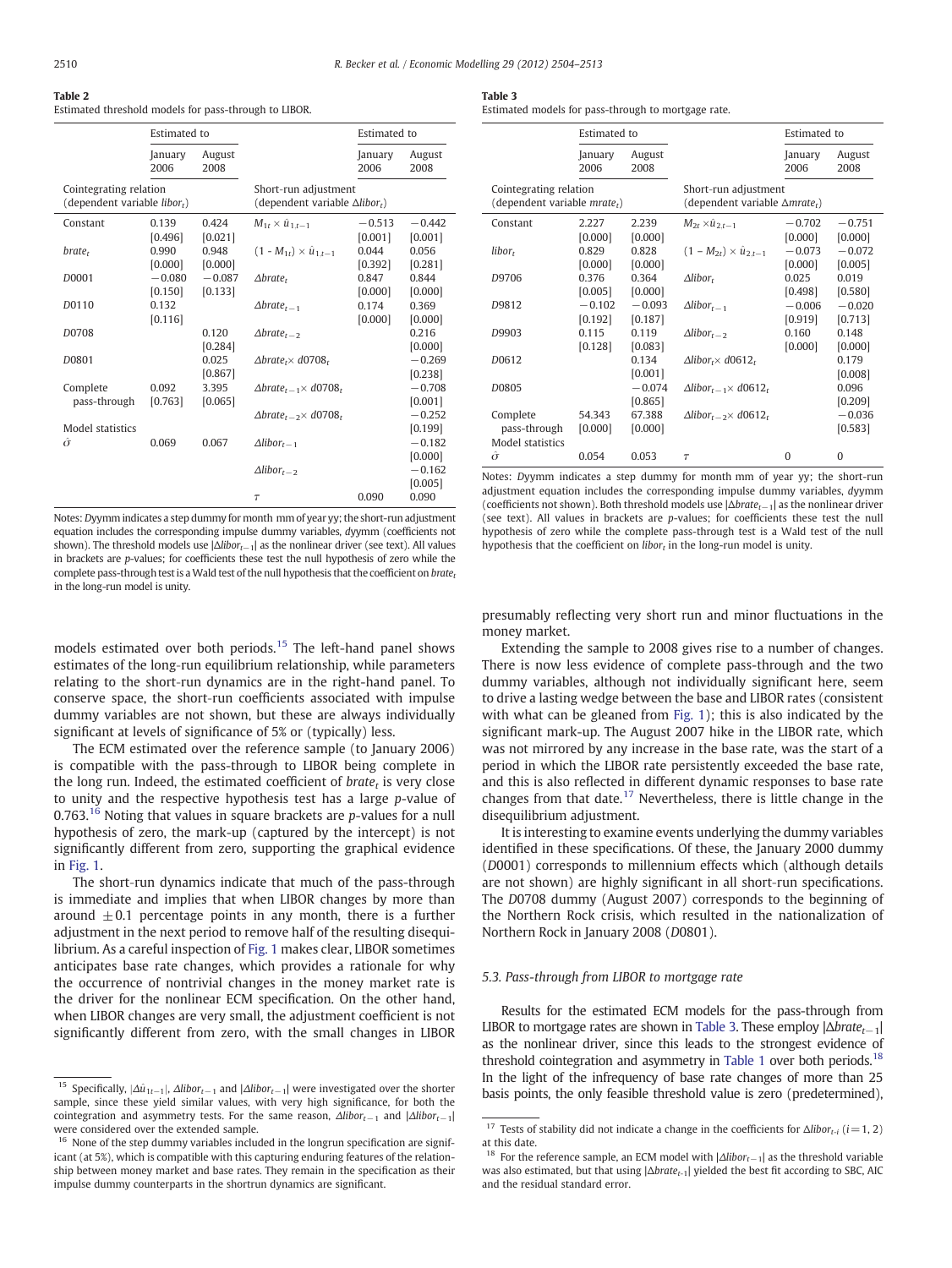**Table 2**
Estimated threshold models for pass-through to LIBOR.

| | Estimated to | | | Estimated to | |
|---|---|---|---|---|---|
| | January 2006 | August 2008 | | January 2006 | August 2008 |
| Cointegrating relation (dependent variable $libor_t$) | | | Short-run adjustment (dependent variable $\Delta libor_t$) | | |
| Constant | 0.139 [0.496] | 0.424 [0.021] | $M_{1t} \times \hat{u}_{1,t-1}$ | −0.513 [0.001] | −0.442 [0.001] |
| $brate_t$ | 0.990 [0.000] | 0.948 [0.000] | $(1 - M_{1t}) \times \hat{u}_{1,t-1}$ | 0.044 [0.392] | 0.056 [0.281] |
| $D0001$ | −0.080 [0.150] | −0.087 [0.133] | $\Delta brate_t$ | 0.847 [0.000] | 0.844 [0.000] |
| $D0110$ | 0.132 [0.116] | | $\Delta brate_{t-1}$ | 0.174 [0.000] | 0.369 [0.000] |
| $D0708$ | | 0.120 [0.284] | $\Delta brate_{t-2}$ | | 0.216 [0.000] |
| $D0801$ | | 0.025 [0.867] | $\Delta brate_t \times d0708_t$ | | −0.269 [0.238] |
| Complete pass-through | 0.092 [0.763] | 3.395 [0.065] | $\Delta brate_{t-1} \times d0708_t$ | | −0.708 [0.001] |
| | | | $\Delta brate_{t-2} \times d0708_t$ | | −0.252 [0.199] |
| Model statistics | | | | | |
| $\hat{\sigma}$ | 0.069 | 0.067 | $\Delta libor_{t-1}$ | | −0.182 [0.000] |
| | | | $\Delta libor_{t-2}$ | | −0.162 [0.005] |
| | | | $\tau$ | 0.090 | 0.090 |

Notes: *Dyymm* indicates a step dummy for month mm of year yy; the short-run adjustment equation includes the corresponding impulse dummy variables, *dyymm* (coefficients not shown). The threshold models use $|\Delta libor_{t-1}|$ as the nonlinear driver (see text). All values in brackets are *p*-values; for coefficients these test the null hypothesis of zero while the complete pass-through test is a Wald test of the null hypothesis that the coefficient on $brate_t$ in the long-run model is unity.

**Table 3**
Estimated models for pass-through to mortgage rate.

| | Estimated to | | | Estimated to | |
|---|---|---|---|---|---|
| | January 2006 | August 2008 | | January 2006 | August 2008 |
| Cointegrating relation (dependent variable $mrate_t$) | | | Short-run adjustment (dependent variable $\Delta mrate_t$) | | |
| Constant | 2.227 [0.000] | 2.239 [0.000] | $M_{2t} \times \hat{u}_{2,t-1}$ | −0.702 [0.000] | −0.751 [0.000] |
| $libor_t$ | 0.829 [0.000] | 0.828 [0.000] | $(1 - M_{2t}) \times \hat{u}_{2,t-1}$ | −0.073 [0.000] | −0.072 [0.005] |
| $D9706$ | 0.376 [0.005] | 0.364 [0.000] | $\Delta libor_t$ | 0.025 [0.498] | 0.019 [0.580] |
| $D9812$ | −0.102 [0.192] | −0.093 [0.187] | $\Delta libor_{t-1}$ | −0.006 [0.919] | −0.020 [0.713] |
| $D9903$ | 0.115 [0.128] | 0.119 [0.083] | $\Delta libor_{t-2}$ | 0.160 [0.000] | 0.148 [0.000] |
| $D0612$ | | 0.134 [0.001] | $\Delta libor_t \times d0612_t$ | | 0.179 [0.008] |
| $D0805$ | | −0.074 [0.865] | $\Delta libor_{t-1} \times d0612_t$ | | 0.096 [0.209] |
| Complete pass-through | 54.343 [0.000] | 67.388 [0.000] | $\Delta libor_{t-2} \times d0612_t$ | | −0.036 [0.583] |
| Model statistics | | | | | |
| $\hat{\sigma}$ | 0.054 | 0.053 | $\tau$ | 0 | 0 |

Notes: *Dyymm* indicates a step dummy for month mm of year yy; the short-run adjustment equation includes the corresponding impulse dummy variables, *dyymm* (coefficients not shown). Both threshold models use $|\Delta brate_{t-1}|$ as the nonlinear driver (see text). All values in brackets are *p*-values; for coefficients these test the null hypothesis of zero while the complete pass-through test is a Wald test of the null hypothesis that the coefficient on $libor_t$ in the long-run model is unity.

models estimated over both periods.[15] The left-hand panel shows estimates of the long-run equilibrium relationship, while parameters relating to the short-run dynamics are in the right-hand panel. To conserve space, the short-run coefficients associated with impulse dummy variables are not shown, but these are always individually significant at levels of significance of 5% or (typically) less.

The ECM estimated over the reference sample (to January 2006) is compatible with the pass-through to LIBOR being complete in the long run. Indeed, the estimated coefficient of $brate_t$ is very close to unity and the respective hypothesis test has a large *p*-value of 0.763.[16] Noting that values in square brackets are *p*-values for a null hypothesis of zero, the mark-up (captured by the intercept) is not significantly different from zero, supporting the graphical evidence in Fig. 1.

The short-run dynamics indicate that much of the pass-through is immediate and implies that when LIBOR changes by more than around ±0.1 percentage points in any month, there is a further adjustment in the next period to remove half of the resulting disequilibrium. As a careful inspection of Fig. 1 makes clear, LIBOR sometimes anticipates base rate changes, which provides a rationale for why the occurrence of nontrivial changes in the money market rate is the driver for the nonlinear ECM specification. On the other hand, when LIBOR changes are very small, the adjustment coefficient is not significantly different from zero, with the small changes in LIBOR presumably reflecting very short run and minor fluctuations in the money market.

Extending the sample to 2008 gives rise to a number of changes. There is now less evidence of complete pass-through and the two dummy variables, although not individually significant here, seem to drive a lasting wedge between the base and LIBOR rates (consistent with what can be gleaned from Fig. 1); this is also indicated by the significant mark-up. The August 2007 hike in the LIBOR rate, which was not mirrored by any increase in the base rate, was the start of a period in which the LIBOR rate persistently exceeded the base rate, and this is also reflected in different dynamic responses to base rate changes from that date.[17] Nevertheless, there is little change in the disequilibrium adjustment.

It is interesting to examine events underlying the dummy variables identified in these specifications. Of these, the January 2000 dummy ($D0001$) corresponds to millennium effects which (although details are not shown) are highly significant in all short-run specifications. The $D0708$ dummy (August 2007) corresponds to the beginning of the Northern Rock crisis, which resulted in the nationalization of Northern Rock in January 2008 ($D0801$).

### 5.3. Pass-through from LIBOR to mortgage rate

Results for the estimated ECM models for the pass-through from LIBOR to mortgage rates are shown in Table 3. These employ $|\Delta brate_{t-1}|$ as the nonlinear driver, since this leads to the strongest evidence of threshold cointegration and asymmetry in Table 1 over both periods.[18] In the light of the infrequency of base rate changes of more than 25 basis points, the only feasible threshold value is zero (predetermined),

---

[15] Specifically, $|\Delta\hat{u}_{1t-1}|$, $\Delta libor_{t-1}$ and $|\Delta libor_{t-1}|$ were investigated over the shorter sample, since these yield similar values, with very high significance, for both the cointegration and asymmetry tests. For the same reason, $\Delta libor_{t-1}$ and $|\Delta libor_{t-1}|$ were considered over the extended sample.

[16] None of the step dummy variables included in the longrun specification are significant (at 5%), which is compatible with this capturing enduring features of the relationship between money market and base rates. They remain in the specification as their impulse dummy counterparts in the shortrun dynamics are significant.

[17] Tests of stability did not indicate a change in the coefficients for $\Delta libor_{t-i}$ ($i = 1, 2$) at this date.

[18] For the reference sample, an ECM model with $|\Delta libor_{t-1}|$ as the threshold variable was also estimated, but that using $|\Delta brate_{t-1}|$ yielded the best fit according to SBC, AIC and the residual standard error.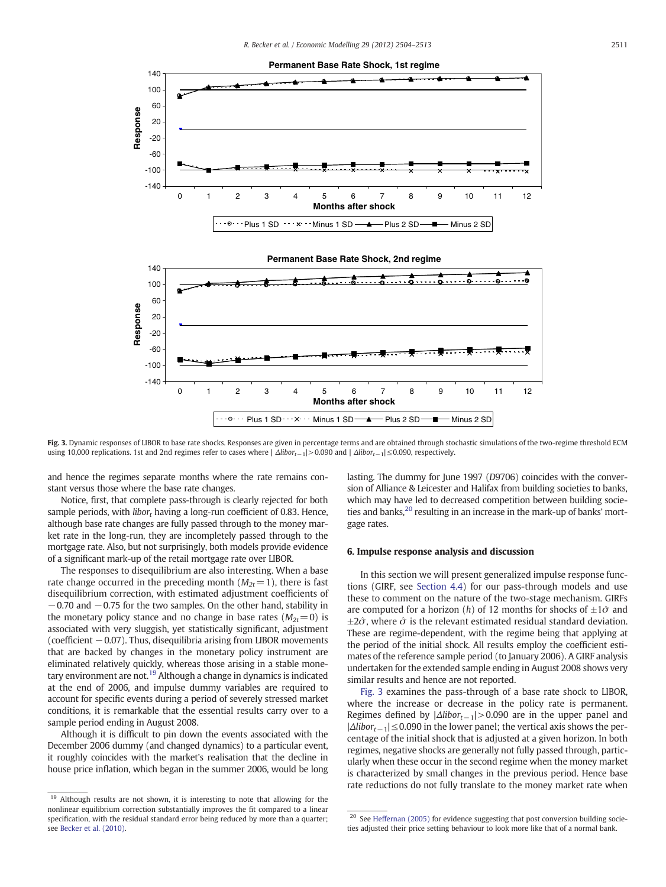Fig. 3. Dynamic responses of LIBOR to base rate shocks. Responses are given in percentage terms and are obtained through stochastic simulations of the two-regime threshold ECM using 10,000 replications. 1st and 2nd regimes refer to cases where $|\Delta libor_{t-1}|>0.090$ and $|\Delta libor_{t-1}|\leq 0.090$, respectively.

and hence the regimes separate months where the rate remains constant versus those where the base rate changes.

Notice, first, that complete pass-through is clearly rejected for both sample periods, with $libor_t$ having a long-run coefficient of 0.83. Hence, although base rate changes are fully passed through to the money market rate in the long-run, they are incompletely passed through to the mortgage rate. Also, but not surprisingly, both models provide evidence of a significant mark-up of the retail mortgage rate over LIBOR.

The responses to disequilibrium are also interesting. When a base rate change occurred in the preceding month ($M_{2t}=1$), there is fast disequilibrium correction, with estimated adjustment coefficients of −0.70 and −0.75 for the two samples. On the other hand, stability in the monetary policy stance and no change in base rates ($M_{2t}=0$) is associated with very sluggish, yet statistically significant, adjustment (coefficient −0.07). Thus, disequilibria arising from LIBOR movements that are backed by changes in the monetary policy instrument are eliminated relatively quickly, whereas those arising in a stable monetary environment are not.[19] Although a change in dynamics is indicated at the end of 2006, and impulse dummy variables are required to account for specific events during a period of severely stressed market conditions, it is remarkable that the essential results carry over to a sample period ending in August 2008.

Although it is difficult to pin down the events associated with the December 2006 dummy (and changed dynamics) to a particular event, it roughly coincides with the market's realisation that the decline in house price inflation, which began in the summer 2006, would be long lasting. The dummy for June 1997 (*D*9706) coincides with the conversion of Alliance & Leicester and Halifax from building societies to banks, which may have led to decreased competition between building societies and banks,[20] resulting in an increase in the mark-up of banks' mortgage rates.

## 6. Impulse response analysis and discussion

In this section we will present generalized impulse response functions (GIRF, see Section 4.4) for our pass-through models and use these to comment on the nature of the two-stage mechanism. GIRFs are computed for a horizon ($h$) of 12 months for shocks of $\pm 1\hat{\sigma}$ and $\pm 2\hat{\sigma}$, where $\hat{\sigma}$ is the relevant estimated residual standard deviation. These are regime-dependent, with the regime being that applying at the period of the initial shock. All results employ the coefficient estimates of the reference sample period (to January 2006). A GIRF analysis undertaken for the extended sample ending in August 2008 shows very similar results and hence are not reported.

Fig. 3 examines the pass-through of a base rate shock to LIBOR, where the increase or decrease in the policy rate is permanent. Regimes defined by $|\Delta libor_{t-1}|>0.090$ are in the upper panel and $|\Delta libor_{t-1}|\leq 0.090$ in the lower panel; the vertical axis shows the percentage of the initial shock that is adjusted at a given horizon. In both regimes, negative shocks are generally not fully passed through, particularly when these occur in the second regime when the money market is characterized by small changes in the previous period. Hence base rate reductions do not fully translate to the money market rate when

[19] Although results are not shown, it is interesting to note that allowing for the nonlinear equilibrium correction substantially improves the fit compared to a linear specification, with the residual standard error being reduced by more than a quarter; see Becker et al. (2010).

[20] See Heffernan (2005) for evidence suggesting that post conversion building societies adjusted their price setting behaviour to look more like that of a normal bank.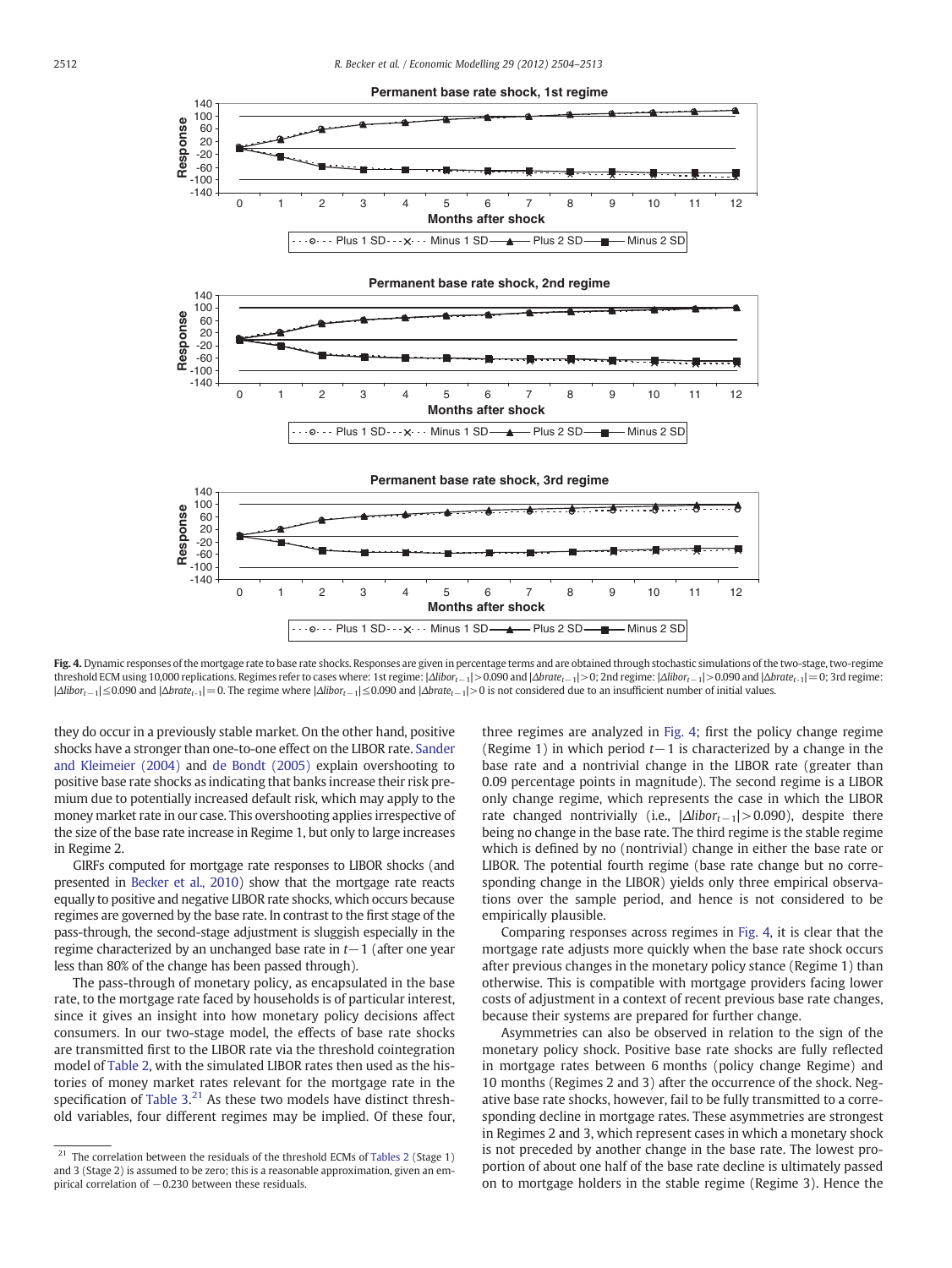Fig. 4. Dynamic responses of the mortgage rate to base rate shocks. Responses are given in percentage terms and are obtained through stochastic simulations of the two-stage, two-regime threshold ECM using 10,000 replications. Regimes refer to cases where: 1st regime: $|\Delta libor_{t-1}|>0.090$ and $|\Delta brate_{t-1}|>0$; 2nd regime: $|\Delta libor_{t-1}|>0.090$ and $|\Delta brate_{t-1}|=0$; 3rd regime: $|\Delta libor_{t-1}|\leq 0.090$ and $|\Delta brate_{t-1}|=0$. The regime where $|\Delta libor_{t-1}|\leq 0.090$ and $|\Delta brate_{t-1}|>0$ is not considered due to an insufficient number of initial values.

they do occur in a previously stable market. On the other hand, positive shocks have a stronger than one-to-one effect on the LIBOR rate. Sander and Kleimeier (2004) and de Bondt (2005) explain overshooting to positive base rate shocks as indicating that banks increase their risk premium due to potentially increased default risk, which may apply to the money market rate in our case. This overshooting applies irrespective of the size of the base rate increase in Regime 1, but only to large increases in Regime 2.

GIRFs computed for mortgage rate responses to LIBOR shocks (and presented in Becker et al., 2010) show that the mortgage rate reacts equally to positive and negative LIBOR rate shocks, which occurs because regimes are governed by the base rate. In contrast to the first stage of the pass-through, the second-stage adjustment is sluggish especially in the regime characterized by an unchanged base rate in $t-1$ (after one year less than 80% of the change has been passed through).

The pass-through of monetary policy, as encapsulated in the base rate, to the mortgage rate faced by households is of particular interest, since it gives an insight into how monetary policy decisions affect consumers. In our two-stage model, the effects of base rate shocks are transmitted first to the LIBOR rate via the threshold cointegration model of Table 2, with the simulated LIBOR rates then used as the histories of money market rates relevant for the mortgage rate in the specification of Table 3.[21] As these two models have distinct threshold variables, four different regimes may be implied. Of these four, three regimes are analyzed in Fig. 4; first the policy change regime (Regime 1) in which period $t-1$ is characterized by a change in the base rate and a nontrivial change in the LIBOR rate (greater than 0.09 percentage points in magnitude). The second regime is a LIBOR only change regime, which represents the case in which the LIBOR rate changed nontrivially (i.e., $|\Delta libor_{t-1}|>0.090$), despite there being no change in the base rate. The third regime is the stable regime which is defined by no (nontrivial) change in either the base rate or LIBOR. The potential fourth regime (base rate change but no corresponding change in the LIBOR) yields only three empirical observations over the sample period, and hence is not considered to be empirically plausible.

Comparing responses across regimes in Fig. 4, it is clear that the mortgage rate adjusts more quickly when the base rate shock occurs after previous changes in the monetary policy stance (Regime 1) than otherwise. This is compatible with mortgage providers facing lower costs of adjustment in a context of recent previous base rate changes, because their systems are prepared for further change.

Asymmetries can also be observed in relation to the sign of the monetary policy shock. Positive base rate shocks are fully reflected in mortgage rates between 6 months (policy change Regime) and 10 months (Regimes 2 and 3) after the occurrence of the shock. Negative base rate shocks, however, fail to be fully transmitted to a corresponding decline in mortgage rates. These asymmetries are strongest in Regimes 2 and 3, which represent cases in which a monetary shock is not preceded by another change in the base rate. The lowest proportion of about one half of the base rate decline is ultimately passed on to mortgage holders in the stable regime (Regime 3). Hence the

[21] The correlation between the residuals of the threshold ECMs of Tables 2 (Stage 1) and 3 (Stage 2) is assumed to be zero; this is a reasonable approximation, given an empirical correlation of −0.230 between these residuals.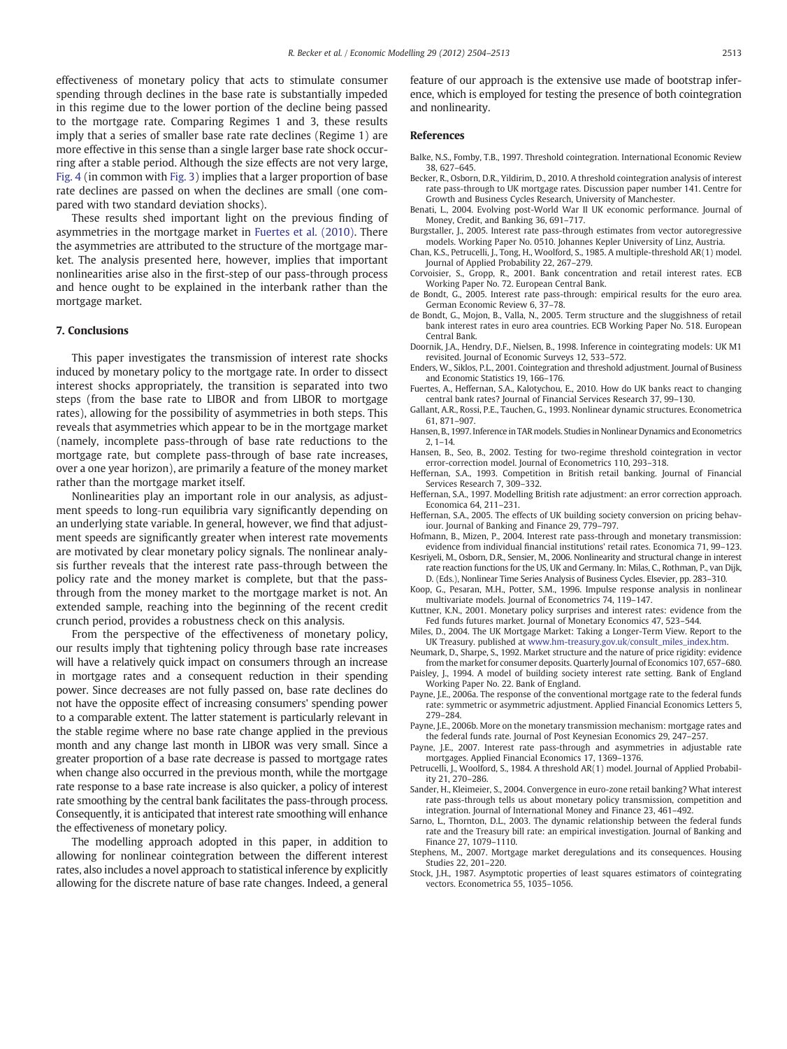effectiveness of monetary policy that acts to stimulate consumer spending through declines in the base rate is substantially impeded in this regime due to the lower portion of the decline being passed to the mortgage rate. Comparing Regimes 1 and 3, these results imply that a series of smaller base rate rate declines (Regime 1) are more effective in this sense than a single larger base rate shock occurring after a stable period. Although the size effects are not very large, Fig. 4 (in common with Fig. 3) implies that a larger proportion of base rate declines are passed on when the declines are small (one compared with two standard deviation shocks).

These results shed important light on the previous finding of asymmetries in the mortgage market in Fuertes et al. (2010). There the asymmetries are attributed to the structure of the mortgage market. The analysis presented here, however, implies that important nonlinearities arise also in the first-step of our pass-through process and hence ought to be explained in the interbank rather than the mortgage market.

## 7. Conclusions

This paper investigates the transmission of interest rate shocks induced by monetary policy to the mortgage rate. In order to dissect interest shocks appropriately, the transition is separated into two steps (from the base rate to LIBOR and from LIBOR to mortgage rates), allowing for the possibility of asymmetries in both steps. This reveals that asymmetries which appear to be in the mortgage market (namely, incomplete pass-through of base rate reductions to the mortgage rate, but complete pass-through of base rate increases, over a one year horizon), are primarily a feature of the money market rather than the mortgage market itself.

Nonlinearities play an important role in our analysis, as adjustment speeds to long-run equilibria vary significantly depending on an underlying state variable. In general, however, we find that adjustment speeds are significantly greater when interest rate movements are motivated by clear monetary policy signals. The nonlinear analysis further reveals that the interest rate pass-through between the policy rate and the money market is complete, but that the pass-through from the money market to the mortgage market is not. An extended sample, reaching into the beginning of the recent credit crunch period, provides a robustness check on this analysis.

From the perspective of the effectiveness of monetary policy, our results imply that tightening policy through base rate increases will have a relatively quick impact on consumers through an increase in mortgage rates and a consequent reduction in their spending power. Since decreases are not fully passed on, base rate declines do not have the opposite effect of increasing consumers' spending power to a comparable extent. The latter statement is particularly relevant in the stable regime where no base rate change applied in the previous month and any change last month in LIBOR was very small. Since a greater proportion of a base rate decrease is passed to mortgage rates when change also occurred in the previous month, while the mortgage rate response to a base rate increase is also quicker, a policy of interest rate smoothing by the central bank facilitates the pass-through process. Consequently, it is anticipated that interest rate smoothing will enhance the effectiveness of monetary policy.

The modelling approach adopted in this paper, in addition to allowing for nonlinear cointegration between the different interest rates, also includes a novel approach to statistical inference by explicitly allowing for the discrete nature of base rate changes. Indeed, a general feature of our approach is the extensive use made of bootstrap inference, which is employed for testing the presence of both cointegration and nonlinearity.

## References

Balke, N.S., Fomby, T.B., 1997. Threshold cointegration. International Economic Review 38, 627–645.

Becker, R., Osborn, D.R., Yildirim, D., 2010. A threshold cointegration analysis of interest rate pass-through to UK mortgage rates. Discussion paper number 141. Centre for Growth and Business Cycles Research, University of Manchester.

Benati, L., 2004. Evolving post-World War II UK economic performance. Journal of Money, Credit, and Banking 36, 691–717.

Burgstaller, J., 2005. Interest rate pass-through estimates from vector autoregressive models. Working Paper No. 0510. Johannes Kepler University of Linz, Austria.

Chan, K.S., Petrucelli, J., Tong, H., Woolford, S., 1985. A multiple-threshold AR(1) model. Journal of Applied Probability 22, 267–279.

Corvoisier, S., Gropp, R., 2001. Bank concentration and retail interest rates. ECB Working Paper No. 72. European Central Bank.

de Bondt, G., 2005. Interest rate pass-through: empirical results for the euro area. German Economic Review 6, 37–78.

de Bondt, G., Mojon, B., Valla, N., 2005. Term structure and the sluggishness of retail bank interest rates in euro area countries. ECB Working Paper No. 518. European Central Bank.

Doornik, J.A., Hendry, D.F., Nielsen, B., 1998. Inference in cointegrating models: UK M1 revisited. Journal of Economic Surveys 12, 533–572.

Enders, W., Siklos, P.L., 2001. Cointegration and threshold adjustment. Journal of Business and Economic Statistics 19, 166–176.

Fuertes, A., Heffernan, S.A., Kalotychou, E., 2010. How do UK banks react to changing central bank rates? Journal of Financial Services Research 37, 99–130.

Gallant, A.R., Rossi, P.E., Tauchen, G., 1993. Nonlinear dynamic structures. Econometrica 61, 871–907.

Hansen, B., 1997. Inference in TAR models. Studies in Nonlinear Dynamics and Econometrics 2, 1–14.

Hansen, B., Seo, B., 2002. Testing for two-regime threshold cointegration in vector error-correction model. Journal of Econometrics 110, 293–318.

Heffernan, S.A., 1993. Competition in British retail banking. Journal of Financial Services Research 7, 309–332.

Heffernan, S.A., 1997. Modelling British rate adjustment: an error correction approach. Economica 64, 211–231.

Heffernan, S.A., 2005. The effects of UK building society conversion on pricing behaviour. Journal of Banking and Finance 29, 779–797.

Hofmann, B., Mizen, P., 2004. Interest rate pass-through and monetary transmission: evidence from individual financial institutions' retail rates. Economica 71, 99–123.

Kesriyeli, M., Osborn, D.R., Sensier, M., 2006. Nonlinearity and structural change in interest rate reaction functions for the US, UK and Germany. In: Milas, C., Rothman, P., van Dijk, D. (Eds.), Nonlinear Time Series Analysis of Business Cycles. Elsevier, pp. 283–310.

Koop, G., Pesaran, M.H., Potter, S.M., 1996. Impulse response analysis in nonlinear multivariate models. Journal of Econometrics 74, 119–147.

Kuttner, K.N., 2001. Monetary policy surprises and interest rates: evidence from the Fed funds futures market. Journal of Monetary Economics 47, 523–544.

Miles, D., 2004. The UK Mortgage Market: Taking a Longer-Term View. Report to the UK Treasury. published at www.hm-treasury.gov.uk/consult_miles_index.htm.

Neumark, D., Sharpe, S., 1992. Market structure and the nature of price rigidity: evidence from the market for consumer deposits. Quarterly Journal of Economics 107, 657–680.

Paisley, J., 1994. A model of building society interest rate setting. Bank of England Working Paper No. 22. Bank of England.

Payne, J.E., 2006a. The response of the conventional mortgage rate to the federal funds rate: symmetric or asymmetric adjustment. Applied Financial Economics Letters 5, 279–284.

Payne, J.E., 2006b. More on the monetary transmission mechanism: mortgage rates and the federal funds rate. Journal of Post Keynesian Economics 29, 247–257.

Payne, J.E., 2007. Interest rate pass-through and asymmetries in adjustable rate mortgages. Applied Financial Economics 17, 1369–1376.

Petrucelli, J., Woolford, S., 1984. A threshold AR(1) model. Journal of Applied Probability 21, 270–286.

Sander, H., Kleimeier, S., 2004. Convergence in euro-zone retail banking? What interest rate pass-through tells us about monetary policy transmission, competition and integration. Journal of International Money and Finance 23, 461–492.

Sarno, L., Thornton, D.L., 2003. The dynamic relationship between the federal funds rate and the Treasury bill rate: an empirical investigation. Journal of Banking and Finance 27, 1079–1110.

Stephens, M., 2007. Mortgage market deregulations and its consequences. Housing Studies 22, 201–220.

Stock, J.H., 1987. Asymptotic properties of least squares estimators of cointegrating vectors. Econometrica 55, 1035–1056.